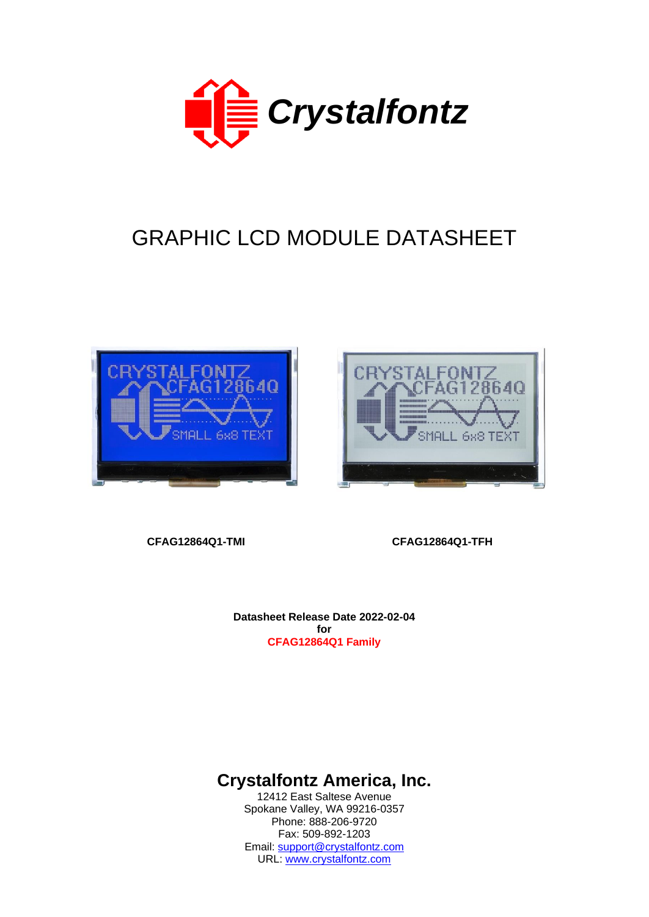# GRAPHIC LCD MODULE DATASHEET

**CFAG12864Q1-TMI**

**CFAG12864Q1-TFH**

**Datasheet Release Date 2022-02-04**
**for**
**CFAG12864Q1 Family**

## Crystalfontz America, Inc.

12412 East Saltese Avenue
Spokane Valley, WA 99216-0357
Phone: 888-206-9720
Fax: 509-892-1203
Email: support@crystalfontz.com
URL: www.crystalfontz.com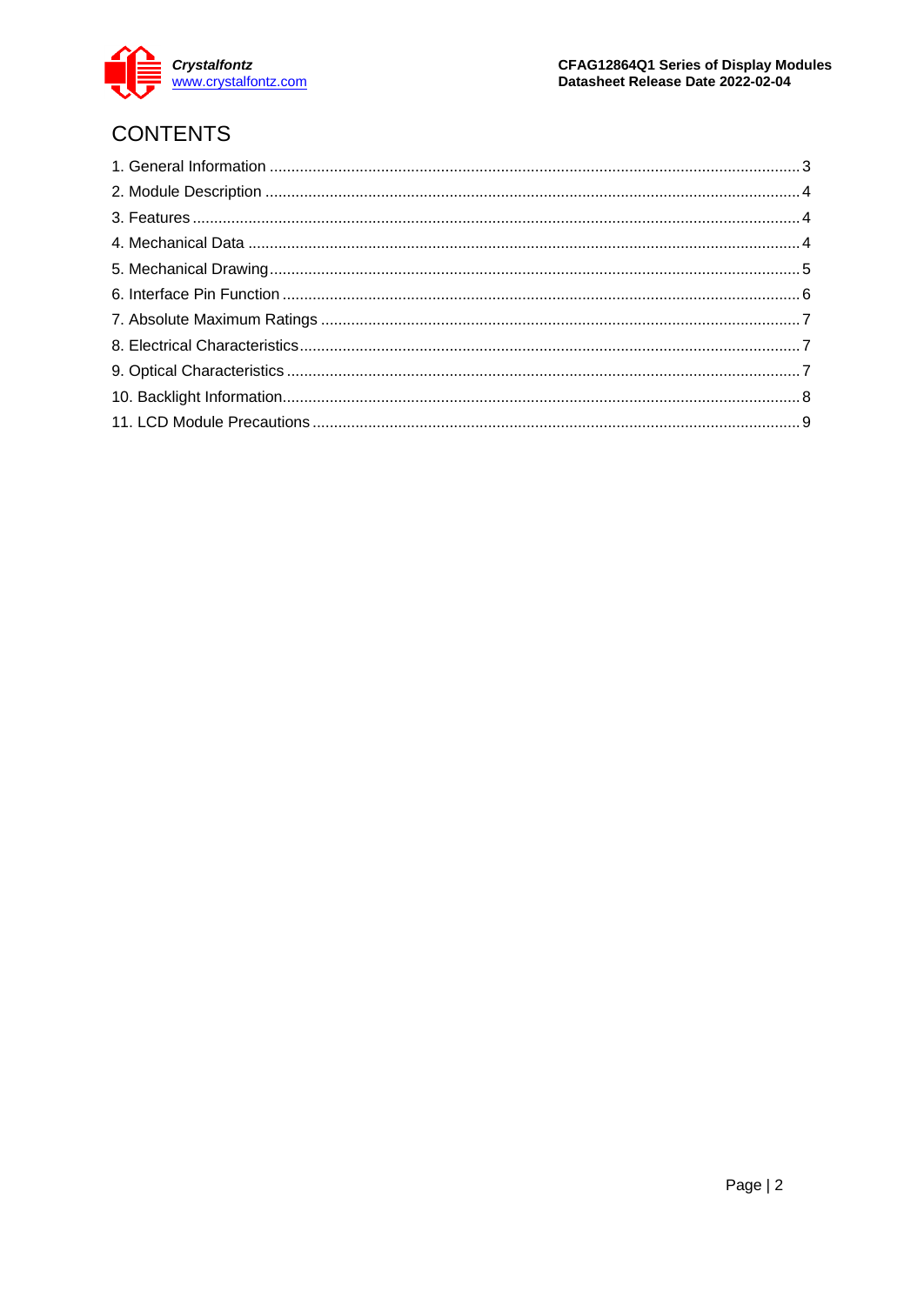# CONTENTS

1. General Information ............................................................ 3
2. Module Description ............................................................ 4
3. Features ............................................................ 4
4. Mechanical Data ............................................................ 4
5. Mechanical Drawing ............................................................ 5
6. Interface Pin Function ............................................................ 6
7. Absolute Maximum Ratings ............................................................ 7
8. Electrical Characteristics ............................................................ 7
9. Optical Characteristics ............................................................ 7
10. Backlight Information ............................................................ 8
11. LCD Module Precautions ............................................................ 9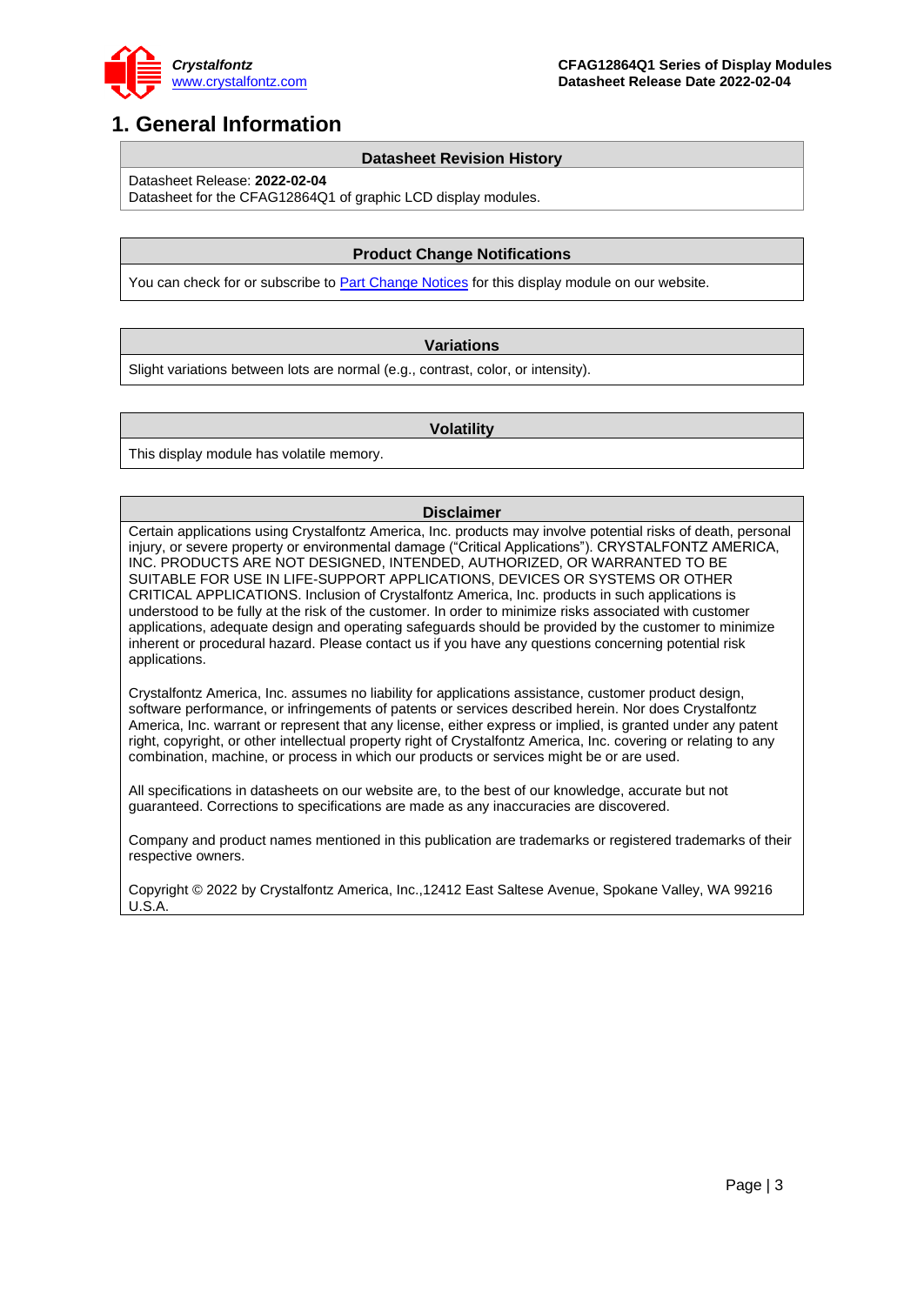# 1. General Information

| Datasheet Revision History |
|---|
| Datasheet Release: **2022-02-04**<br>Datasheet for the CFAG12864Q1 of graphic LCD display modules. |

| Product Change Notifications |
|---|
| You can check for or subscribe to Part Change Notices for this display module on our website. |

| Variations |
|---|
| Slight variations between lots are normal (e.g., contrast, color, or intensity). |

| Volatility |
|---|
| This display module has volatile memory. |

| Disclaimer |
|---|
| Certain applications using Crystalfontz America, Inc. products may involve potential risks of death, personal injury, or severe property or environmental damage ("Critical Applications"). CRYSTALFONTZ AMERICA, INC. PRODUCTS ARE NOT DESIGNED, INTENDED, AUTHORIZED, OR WARRANTED TO BE SUITABLE FOR USE IN LIFE-SUPPORT APPLICATIONS, DEVICES OR SYSTEMS OR OTHER CRITICAL APPLICATIONS. Inclusion of Crystalfontz America, Inc. products in such applications is understood to be fully at the risk of the customer. In order to minimize risks associated with customer applications, adequate design and operating safeguards should be provided by the customer to minimize inherent or procedural hazard. Please contact us if you have any questions concerning potential risk applications.<br><br>Crystalfontz America, Inc. assumes no liability for applications assistance, customer product design, software performance, or infringements of patents or services described herein. Nor does Crystalfontz America, Inc. warrant or represent that any license, either express or implied, is granted under any patent right, copyright, or other intellectual property right of Crystalfontz America, Inc. covering or relating to any combination, machine, or process in which our products or services might be or are used.<br><br>All specifications in datasheets on our website are, to the best of our knowledge, accurate but not guaranteed. Corrections to specifications are made as any inaccuracies are discovered.<br><br>Company and product names mentioned in this publication are trademarks or registered trademarks of their respective owners.<br><br>Copyright © 2022 by Crystalfontz America, Inc.,12412 East Saltese Avenue, Spokane Valley, WA 99216 U.S.A. |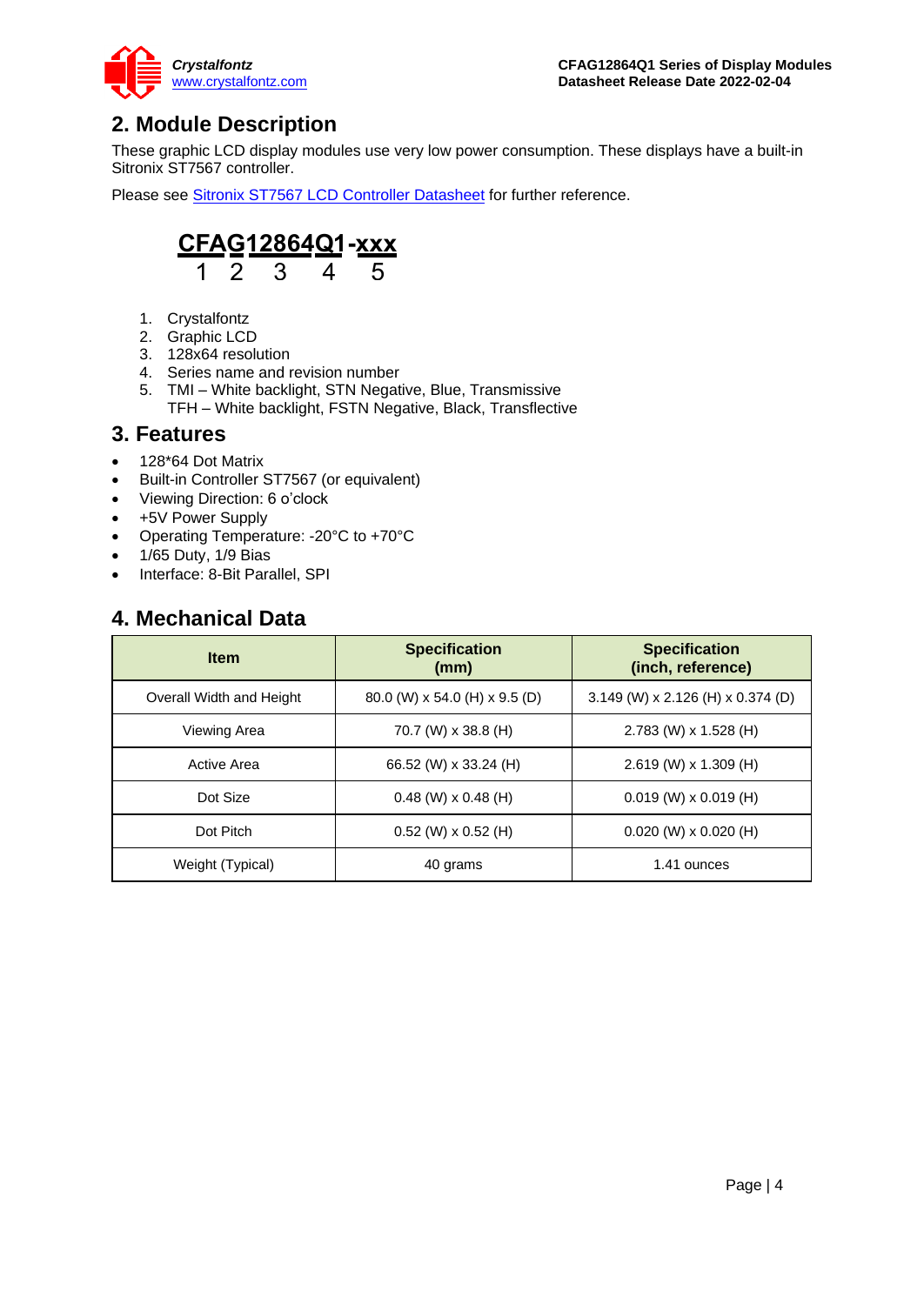## 2. Module Description

These graphic LCD display modules use very low power consumption. These displays have a built-in Sitronix ST7567 controller.

Please see Sitronix ST7567 LCD Controller Datasheet for further reference.

**CFAG12864Q1-xxx**
1 2 3 4 5

1. Crystalfontz
2. Graphic LCD
3. 128x64 resolution
4. Series name and revision number
5. TMI – White backlight, STN Negative, Blue, Transmissive
   TFH – White backlight, FSTN Negative, Black, Transflective

## 3. Features

- 128*64 Dot Matrix
- Built-in Controller ST7567 (or equivalent)
- Viewing Direction: 6 o'clock
- +5V Power Supply
- Operating Temperature: -20°C to +70°C
- 1/65 Duty, 1/9 Bias
- Interface: 8-Bit Parallel, SPI

## 4. Mechanical Data

| Item | Specification (mm) | Specification (inch, reference) |
|---|---|---|
| Overall Width and Height | 80.0 (W) x 54.0 (H) x 9.5 (D) | 3.149 (W) x 2.126 (H) x 0.374 (D) |
| Viewing Area | 70.7 (W) x 38.8 (H) | 2.783 (W) x 1.528 (H) |
| Active Area | 66.52 (W) x 33.24 (H) | 2.619 (W) x 1.309 (H) |
| Dot Size | 0.48 (W) x 0.48 (H) | 0.019 (W) x 0.019 (H) |
| Dot Pitch | 0.52 (W) x 0.52 (H) | 0.020 (W) x 0.020 (H) |
| Weight (Typical) | 40 grams | 1.41 ounces |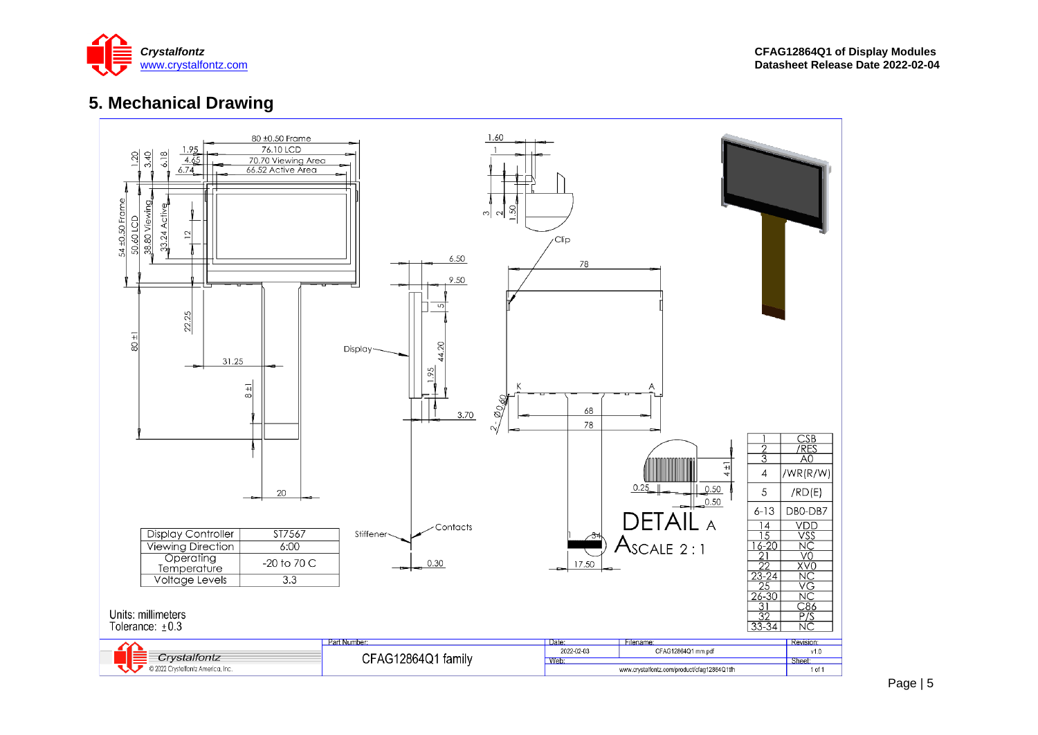## 5. Mechanical Drawing

| Display Controller | ST7567 |
|---|---|
| Viewing Direction | 6:00 |
| Operating Temperature | -20 to 70 C |
| Voltage Levels | 3.3 |

| Pin | Signal |
|---|---|
| 1 | CSB |
| 2 | /RES |
| 3 | A0 |
| 4 | /WR(R/W) |
| 5 | /RD(E) |
| 6-13 | DB0-DB7 |
| 14 | VDD |
| 15 | VSS |
| 16-20 | NC |
| 21 | V0 |
| 22 | XV0 |
| 23-24 | NC |
| 25 | VG |
| 26-30 | NC |
| 31 | C86 |
| 32 | P/S |
| 33-34 | NC |

Units: millimeters
Tolerance: ±0.3

| Part Number: | Date: | Filename: | Revision: |
|---|---|---|---|
| CFAG12864Q1 family | 2022-02-03 | CFAG12864Q1 mm.pdf | v1.0 |
| | Web: www.crystalfontz.com/product/cfag12864Q1tfh | | Sheet: 1 of 1 |

© 2022 Crystalfontz America, Inc.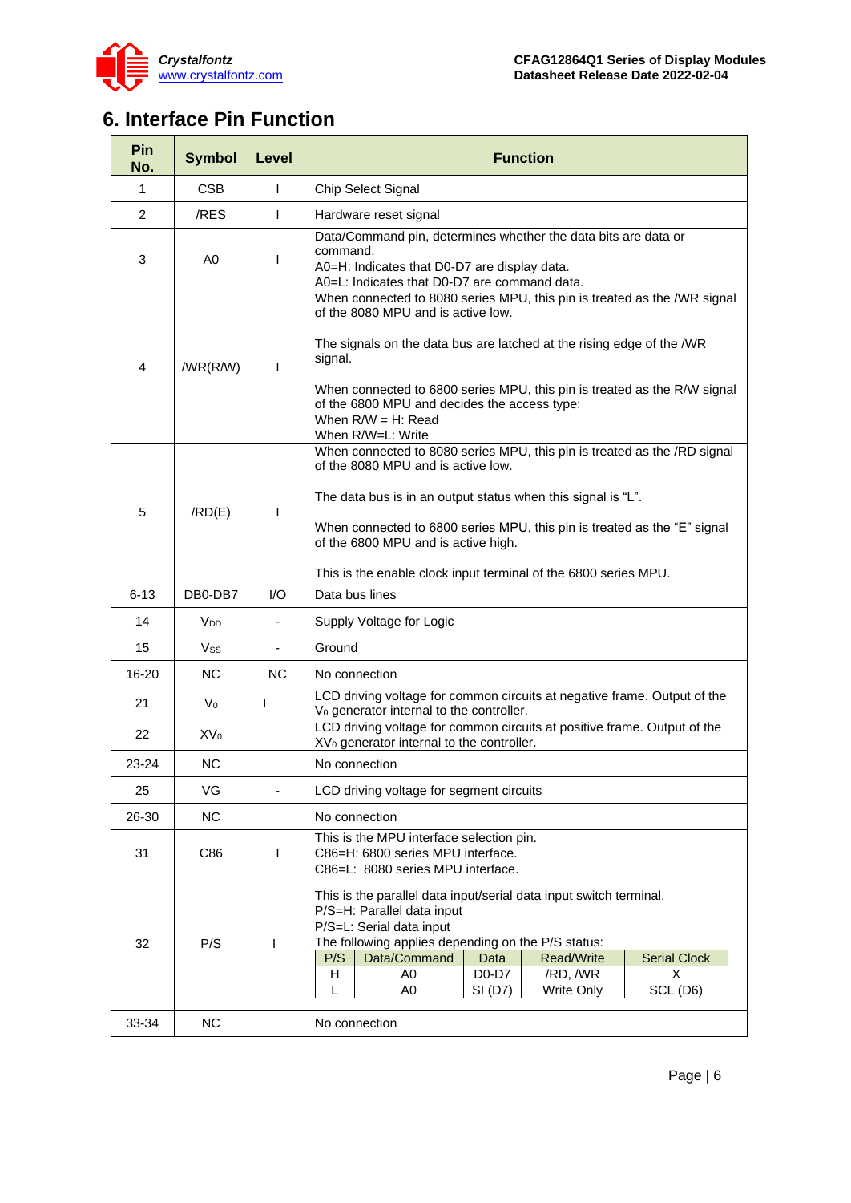## 6. Interface Pin Function

| Pin No. | Symbol | Level | Function |
|---|---|---|---|
| 1 | CSB | I | Chip Select Signal |
| 2 | /RES | I | Hardware reset signal |
| 3 | A0 | I | Data/Command pin, determines whether the data bits are data or command.<br>A0=H: Indicates that D0-D7 are display data.<br>A0=L: Indicates that D0-D7 are command data. |
| 4 | /WR(R/W) | I | When connected to 8080 series MPU, this pin is treated as the /WR signal of the 8080 MPU and is active low.<br><br>The signals on the data bus are latched at the rising edge of the /WR signal.<br><br>When connected to 6800 series MPU, this pin is treated as the R/W signal of the 6800 MPU and decides the access type:<br>When R/W = H: Read<br>When R/W=L: Write |
| 5 | /RD(E) | I | When connected to 8080 series MPU, this pin is treated as the /RD signal of the 8080 MPU and is active low.<br><br>The data bus is in an output status when this signal is “L”.<br><br>When connected to 6800 series MPU, this pin is treated as the “E” signal of the 6800 MPU and is active high.<br><br>This is the enable clock input terminal of the 6800 series MPU. |
| 6-13 | DB0-DB7 | I/O | Data bus lines |
| 14 | $V_{DD}$ | - | Supply Voltage for Logic |
| 15 | $V_{SS}$ | - | Ground |
| 16-20 | NC | NC | No connection |
| 21 | $V_0$ | I | LCD driving voltage for common circuits at negative frame. Output of the $V_0$ generator internal to the controller. |
| 22 | $XV_0$ | | LCD driving voltage for common circuits at positive frame. Output of the $XV_0$ generator internal to the controller. |
| 23-24 | NC | | No connection |
| 25 | VG | - | LCD driving voltage for segment circuits |
| 26-30 | NC | | No connection |
| 31 | C86 | I | This is the MPU interface selection pin.<br>C86=H: 6800 series MPU interface.<br>C86=L: 8080 series MPU interface. |
| 32 | P/S | I | This is the parallel data input/serial data input switch terminal.<br>P/S=H: Parallel data input<br>P/S=L: Serial data input<br>The following applies depending on the P/S status:<br>P/S=H: Data/Command = A0, Data = D0-D7, Read/Write = /RD, /WR, Serial Clock = X<br>P/S=L: Data/Command = A0, Data = SI (D7), Read/Write = Write Only, Serial Clock = SCL (D6) |
| 33-34 | NC | | No connection |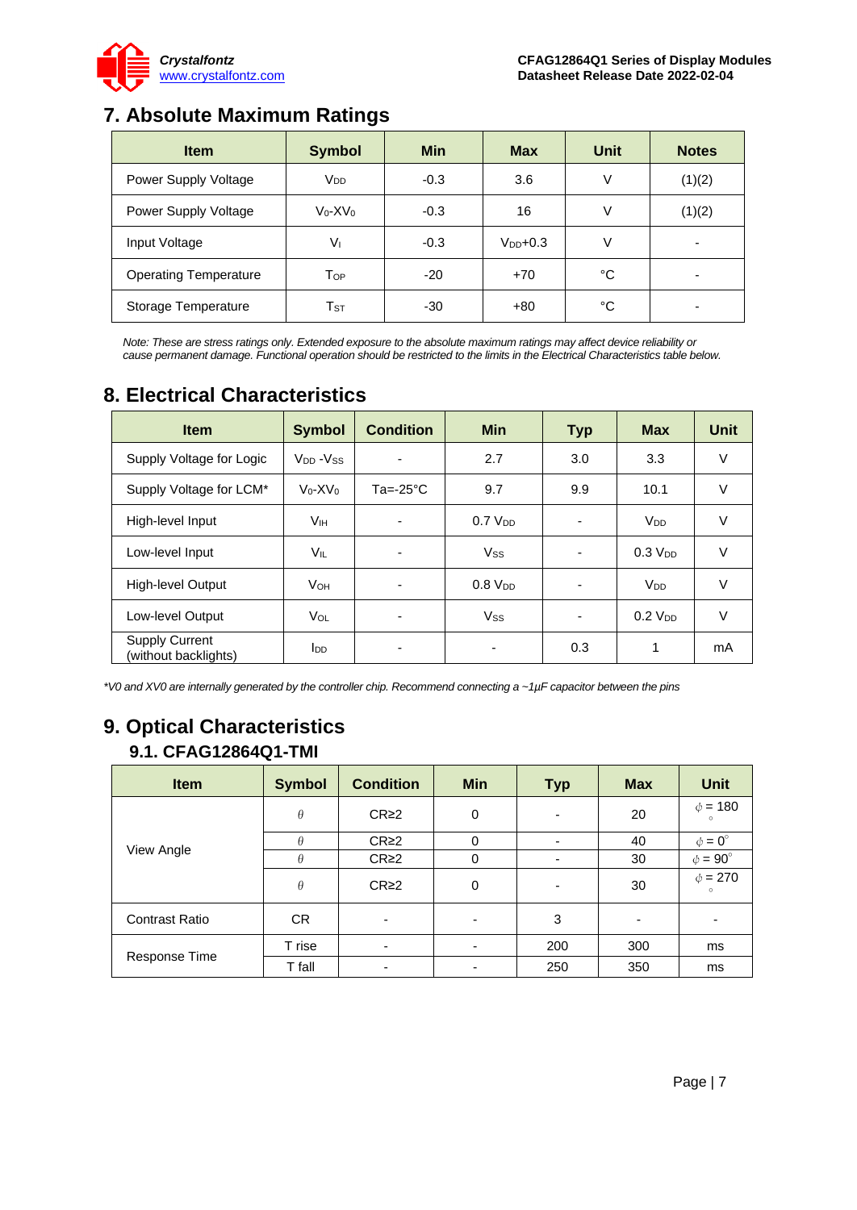# 7. Absolute Maximum Ratings

| Item | Symbol | Min | Max | Unit | Notes |
|---|---|---|---|---|---|
| Power Supply Voltage | $V_{DD}$ | -0.3 | 3.6 | V | (1)(2) |
| Power Supply Voltage | $V_0$-$XV_0$ | -0.3 | 16 | V | (1)(2) |
| Input Voltage | $V_I$ | -0.3 | $V_{DD}$+0.3 | V | - |
| Operating Temperature | $T_{OP}$ | -20 | +70 | °C | - |
| Storage Temperature | $T_{ST}$ | -30 | +80 | °C | - |

*Note: These are stress ratings only. Extended exposure to the absolute maximum ratings may affect device reliability or cause permanent damage. Functional operation should be restricted to the limits in the Electrical Characteristics table below.*

# 8. Electrical Characteristics

| Item | Symbol | Condition | Min | Typ | Max | Unit |
|---|---|---|---|---|---|---|
| Supply Voltage for Logic | $V_{DD}$ -$V_{SS}$ | - | 2.7 | 3.0 | 3.3 | V |
| Supply Voltage for LCM* | $V_0$-$XV_0$ | Ta=-25°C | 9.7 | 9.9 | 10.1 | V |
| High-level Input | $V_{IH}$ | - | 0.7 $V_{DD}$ | - | $V_{DD}$ | V |
| Low-level Input | $V_{IL}$ | - | $V_{SS}$ | - | 0.3 $V_{DD}$ | V |
| High-level Output | $V_{OH}$ | - | 0.8 $V_{DD}$ | - | $V_{DD}$ | V |
| Low-level Output | $V_{OL}$ | - | $V_{SS}$ | - | 0.2 $V_{DD}$ | V |
| Supply Current (without backlights) | $I_{DD}$ | - | - | 0.3 | 1 | mA |

*\*V0 and XV0 are internally generated by the controller chip. Recommend connecting a ~1μF capacitor between the pins*

# 9. Optical Characteristics

## 9.1. CFAG12864Q1-TMI

| Item | Symbol | Condition | Min | Typ | Max | Unit |
|---|---|---|---|---|---|---|
| View Angle | $\theta$ | CR≥2 | 0 | - | 20 | $\phi$ = 180° |
| | $\theta$ | CR≥2 | 0 | - | 40 | $\phi$ = 0° |
| | $\theta$ | CR≥2 | 0 | - | 30 | $\phi$ = 90° |
| | $\theta$ | CR≥2 | 0 | - | 30 | $\phi$ = 270° |
| Contrast Ratio | CR | - | - | 3 | - | - |
| Response Time | T rise | - | - | 200 | 300 | ms |
| | T fall | - | - | 250 | 350 | ms |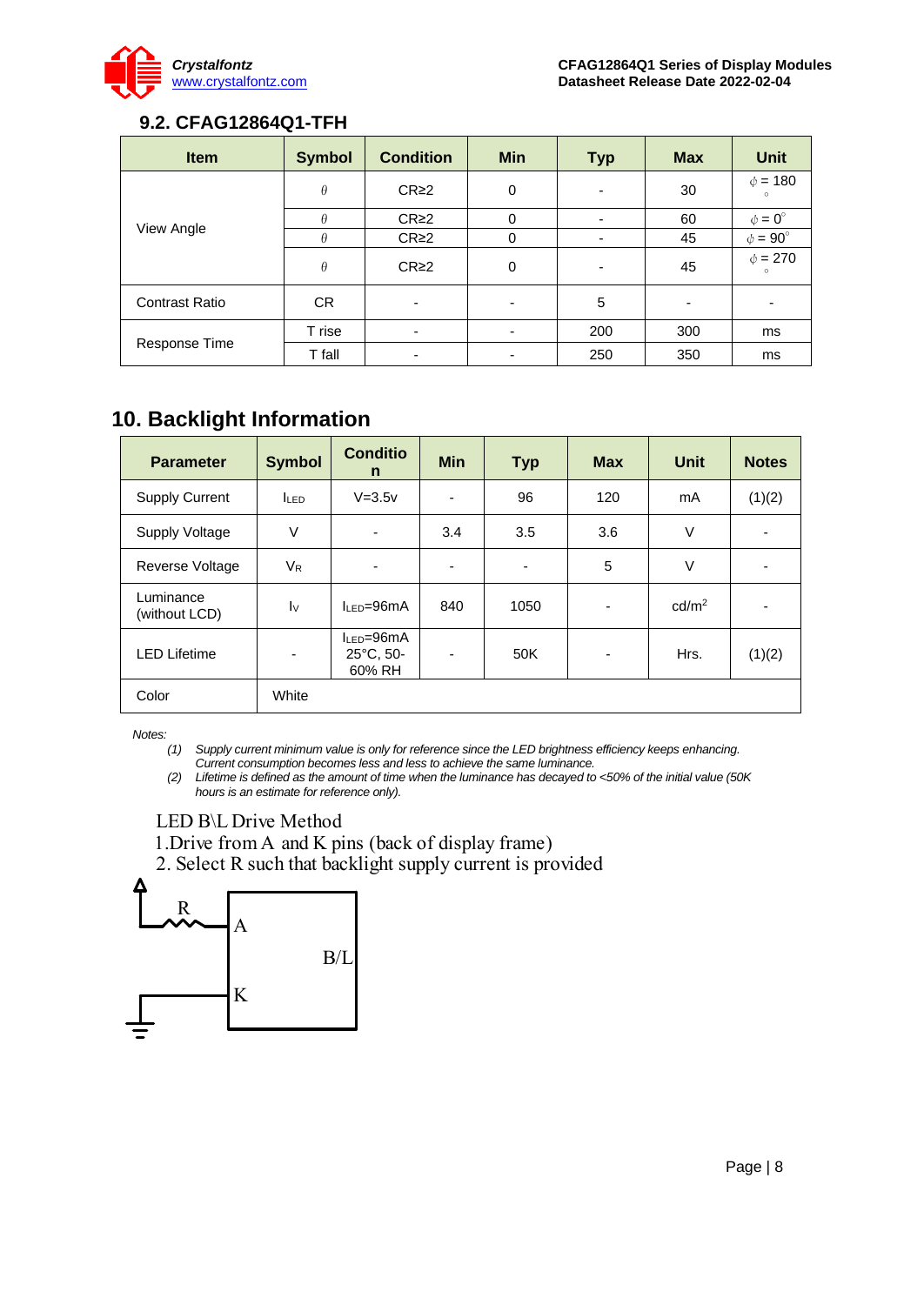## 9.2. CFAG12864Q1-TFH

| Item | Symbol | Condition | Min | Typ | Max | Unit |
|---|---|---|---|---|---|---|
| View Angle | $\theta$ | CR≥2 | 0 | - | 30 | $\phi = 180°$ |
| | $\theta$ | CR≥2 | 0 | - | 60 | $\phi = 0°$ |
| | $\theta$ | CR≥2 | 0 | - | 45 | $\phi = 90°$ |
| | $\theta$ | CR≥2 | 0 | - | 45 | $\phi = 270°$ |
| Contrast Ratio | CR | - | - | 5 | - | - |
| Response Time | T rise | - | - | 200 | 300 | ms |
| | T fall | - | - | 250 | 350 | ms |

# 10. Backlight Information

| Parameter | Symbol | Condition | Min | Typ | Max | Unit | Notes |
|---|---|---|---|---|---|---|---|
| Supply Current | $I_{LED}$ | V=3.5v | - | 96 | 120 | mA | (1)(2) |
| Supply Voltage | V | - | 3.4 | 3.5 | 3.6 | V | - |
| Reverse Voltage | $V_R$ | - | - | - | 5 | V | - |
| Luminance (without LCD) | $I_V$ | $I_{LED}$=96mA | 840 | 1050 | - | cd/m$^2$ | - |
| LED Lifetime | - | $I_{LED}$=96mA 25°C, 50-60% RH | - | 50K | - | Hrs. | (1)(2) |
| Color | White | | | | | | |

*Notes:*

*(1) Supply current minimum value is only for reference since the LED brightness efficiency keeps enhancing. Current consumption becomes less and less to achieve the same luminance.*

*(2) Lifetime is defined as the amount of time when the luminance has decayed to <50% of the initial value (50K hours is an estimate for reference only).*

LED B\L Drive Method

1.Drive from A and K pins (back of display frame)

2. Select R such that backlight supply current is provided

R

A

B/L

K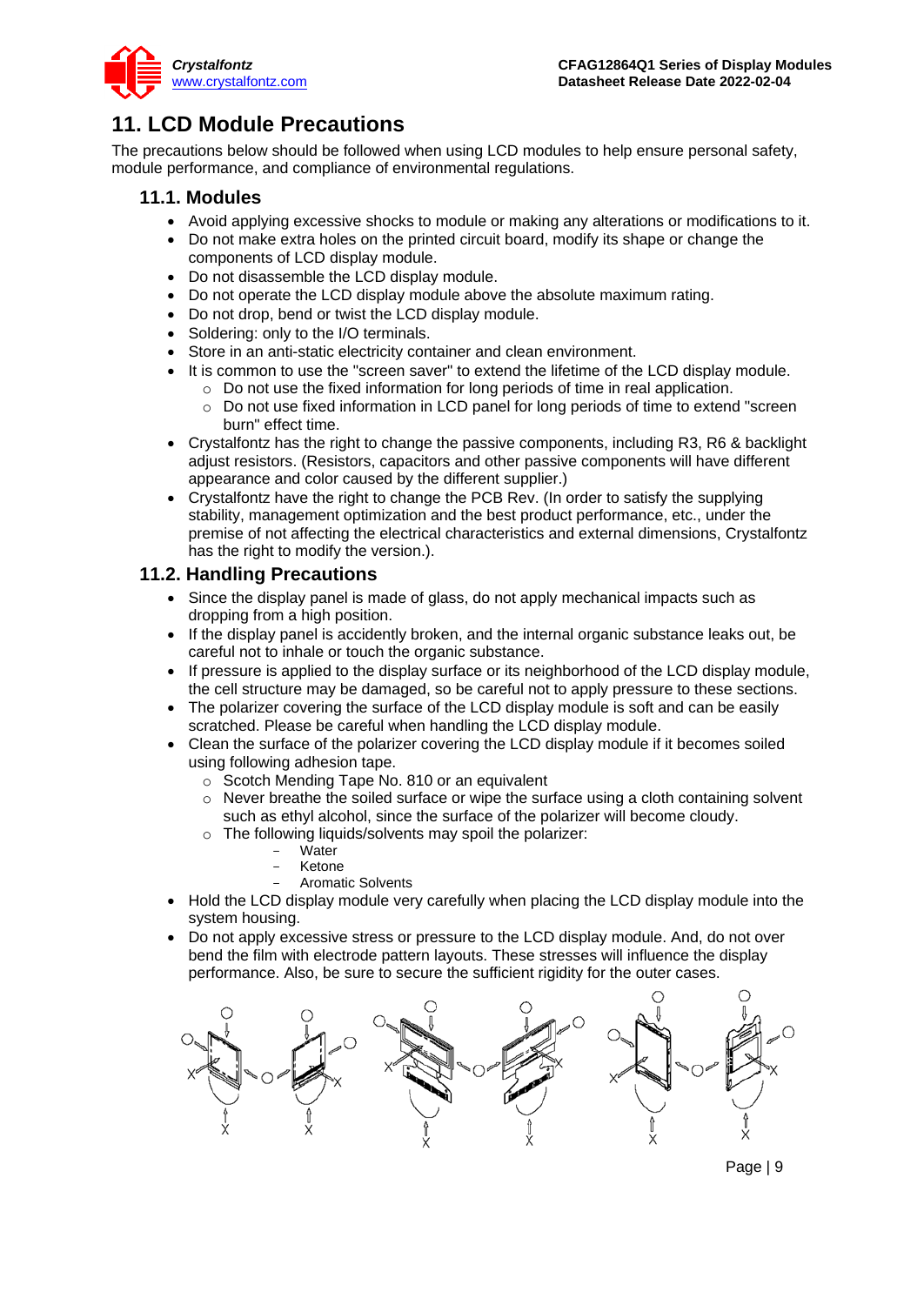# 11. LCD Module Precautions

The precautions below should be followed when using LCD modules to help ensure personal safety, module performance, and compliance of environmental regulations.

## 11.1. Modules

- Avoid applying excessive shocks to module or making any alterations or modifications to it.
- Do not make extra holes on the printed circuit board, modify its shape or change the components of LCD display module.
- Do not disassemble the LCD display module.
- Do not operate the LCD display module above the absolute maximum rating.
- Do not drop, bend or twist the LCD display module.
- Soldering: only to the I/O terminals.
- Store in an anti-static electricity container and clean environment.
- It is common to use the "screen saver" to extend the lifetime of the LCD display module.
  - Do not use the fixed information for long periods of time in real application.
  - Do not use fixed information in LCD panel for long periods of time to extend "screen burn" effect time.
- Crystalfontz has the right to change the passive components, including R3, R6 & backlight adjust resistors. (Resistors, capacitors and other passive components will have different appearance and color caused by the different supplier.)
- Crystalfontz have the right to change the PCB Rev. (In order to satisfy the supplying stability, management optimization and the best product performance, etc., under the premise of not affecting the electrical characteristics and external dimensions, Crystalfontz has the right to modify the version.).

## 11.2. Handling Precautions

- Since the display panel is made of glass, do not apply mechanical impacts such as dropping from a high position.
- If the display panel is accidently broken, and the internal organic substance leaks out, be careful not to inhale or touch the organic substance.
- If pressure is applied to the display surface or its neighborhood of the LCD display module, the cell structure may be damaged, so be careful not to apply pressure to these sections.
- The polarizer covering the surface of the LCD display module is soft and can be easily scratched. Please be careful when handling the LCD display module.
- Clean the surface of the polarizer covering the LCD display module if it becomes soiled using following adhesion tape.
  - Scotch Mending Tape No. 810 or an equivalent
  - Never breathe the soiled surface or wipe the surface using a cloth containing solvent such as ethyl alcohol, since the surface of the polarizer will become cloudy.
  - The following liquids/solvents may spoil the polarizer:
    - Water
    - Ketone
    - Aromatic Solvents
- Hold the LCD display module very carefully when placing the LCD display module into the system housing.
- Do not apply excessive stress or pressure to the LCD display module. And, do not over bend the film with electrode pattern layouts. These stresses will influence the display performance. Also, be sure to secure the sufficient rigidity for the outer cases.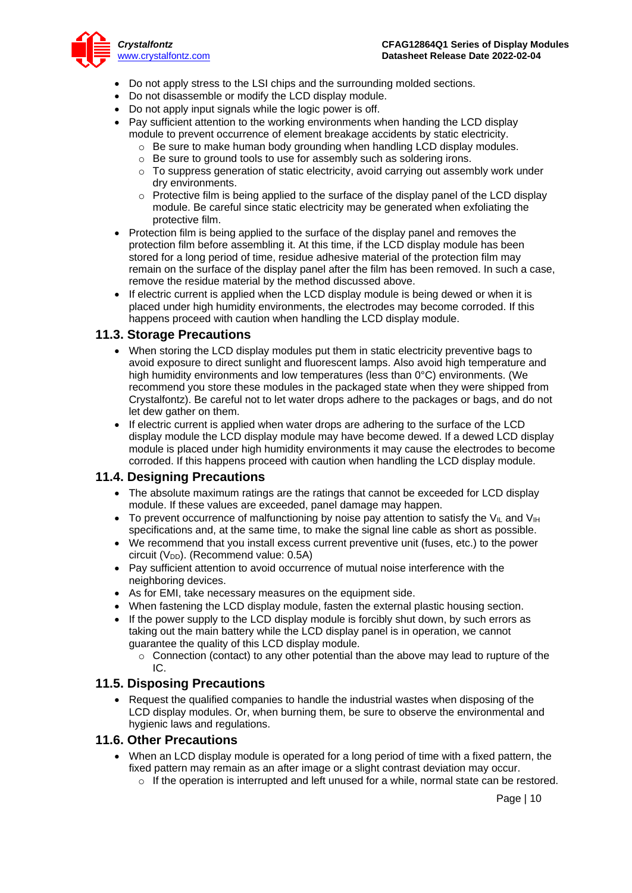- Do not apply stress to the LSI chips and the surrounding molded sections.
- Do not disassemble or modify the LCD display module.
- Do not apply input signals while the logic power is off.
- Pay sufficient attention to the working environments when handing the LCD display module to prevent occurrence of element breakage accidents by static electricity.
  - Be sure to make human body grounding when handling LCD display modules.
  - Be sure to ground tools to use for assembly such as soldering irons.
  - To suppress generation of static electricity, avoid carrying out assembly work under dry environments.
  - Protective film is being applied to the surface of the display panel of the LCD display module. Be careful since static electricity may be generated when exfoliating the protective film.
- Protection film is being applied to the surface of the display panel and removes the protection film before assembling it. At this time, if the LCD display module has been stored for a long period of time, residue adhesive material of the protection film may remain on the surface of the display panel after the film has been removed. In such a case, remove the residue material by the method discussed above.
- If electric current is applied when the LCD display module is being dewed or when it is placed under high humidity environments, the electrodes may become corroded. If this happens proceed with caution when handling the LCD display module.

## 11.3. Storage Precautions

- When storing the LCD display modules put them in static electricity preventive bags to avoid exposure to direct sunlight and fluorescent lamps. Also avoid high temperature and high humidity environments and low temperatures (less than 0°C) environments. (We recommend you store these modules in the packaged state when they were shipped from Crystalfontz). Be careful not to let water drops adhere to the packages or bags, and do not let dew gather on them.
- If electric current is applied when water drops are adhering to the surface of the LCD display module the LCD display module may have become dewed. If a dewed LCD display module is placed under high humidity environments it may cause the electrodes to become corroded. If this happens proceed with caution when handling the LCD display module.

## 11.4. Designing Precautions

- The absolute maximum ratings are the ratings that cannot be exceeded for LCD display module. If these values are exceeded, panel damage may happen.
- To prevent occurrence of malfunctioning by noise pay attention to satisfy the $V_{IL}$ and $V_{IH}$ specifications and, at the same time, to make the signal line cable as short as possible.
- We recommend that you install excess current preventive unit (fuses, etc.) to the power circuit ($V_{DD}$). (Recommend value: 0.5A)
- Pay sufficient attention to avoid occurrence of mutual noise interference with the neighboring devices.
- As for EMI, take necessary measures on the equipment side.
- When fastening the LCD display module, fasten the external plastic housing section.
- If the power supply to the LCD display module is forcibly shut down, by such errors as taking out the main battery while the LCD display panel is in operation, we cannot guarantee the quality of this LCD display module.
  - Connection (contact) to any other potential than the above may lead to rupture of the IC.

## 11.5. Disposing Precautions

- Request the qualified companies to handle the industrial wastes when disposing of the LCD display modules. Or, when burning them, be sure to observe the environmental and hygienic laws and regulations.

## 11.6. Other Precautions

- When an LCD display module is operated for a long period of time with a fixed pattern, the fixed pattern may remain as an after image or a slight contrast deviation may occur.
  - If the operation is interrupted and left unused for a while, normal state can be restored.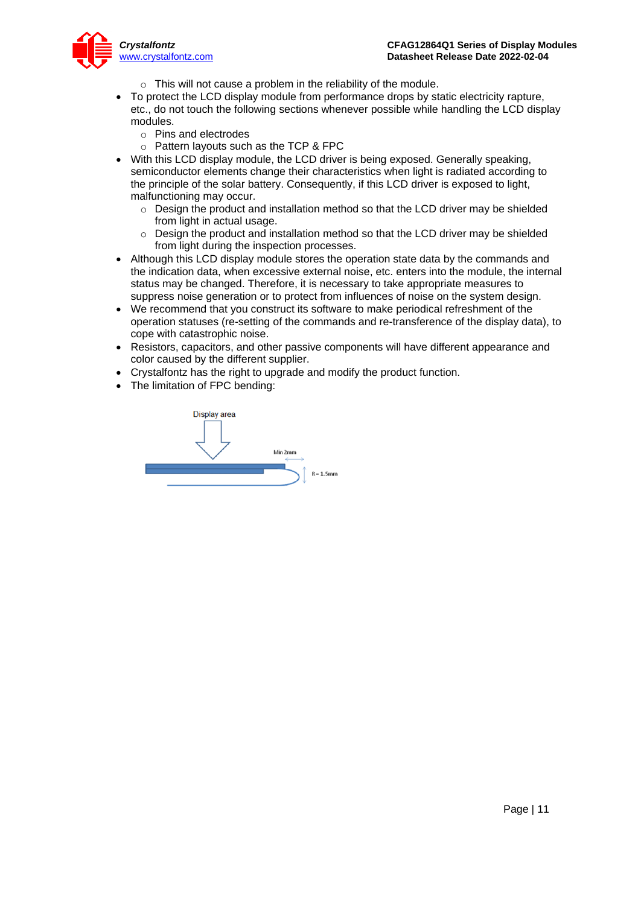- This will not cause a problem in the reliability of the module.

- To protect the LCD display module from performance drops by static electricity rapture, etc., do not touch the following sections whenever possible while handling the LCD display modules.
  - Pins and electrodes
  - Pattern layouts such as the TCP & FPC
- With this LCD display module, the LCD driver is being exposed. Generally speaking, semiconductor elements change their characteristics when light is radiated according to the principle of the solar battery. Consequently, if this LCD driver is exposed to light, malfunctioning may occur.
  - Design the product and installation method so that the LCD driver may be shielded from light in actual usage.
  - Design the product and installation method so that the LCD driver may be shielded from light during the inspection processes.
- Although this LCD display module stores the operation state data by the commands and the indication data, when excessive external noise, etc. enters into the module, the internal status may be changed. Therefore, it is necessary to take appropriate measures to suppress noise generation or to protect from influences of noise on the system design.
- We recommend that you construct its software to make periodical refreshment of the operation statuses (re-setting of the commands and re-transference of the display data), to cope with catastrophic noise.
- Resistors, capacitors, and other passive components will have different appearance and color caused by the different supplier.
- Crystalfontz has the right to upgrade and modify the product function.
- The limitation of FPC bending:

Display area

Min 2mm

R= 1.5mm